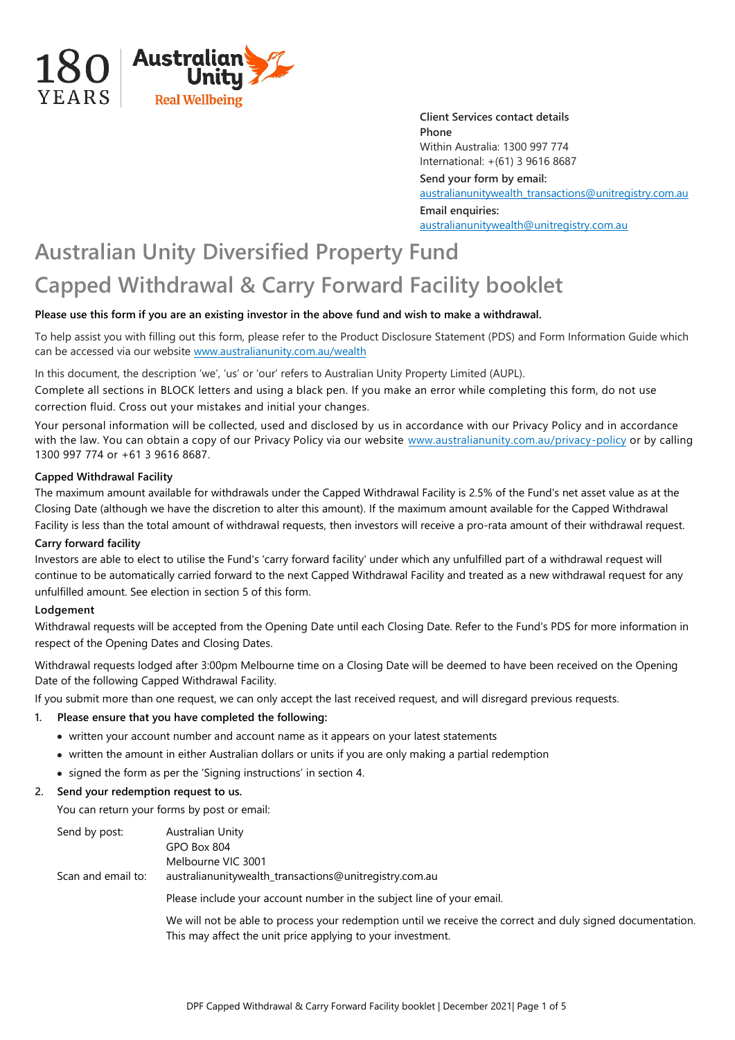180 YEARS | Australian Unity Real Wellbeing

**Client Services contact details**

**Phone**

Within Australia: 1300 997 774

International: +(61) 3 9616 8687

**Send your form by email:**

australianunitywealth_transactions@unitregistry.com.au

**Email enquiries:**

australianunitywealth@unitregistry.com.au

# Australian Unity Diversified Property Fund

# Capped Withdrawal & Carry Forward Facility booklet

**Please use this form if you are an existing investor in the above fund and wish to make a withdrawal.**

To help assist you with filling out this form, please refer to the Product Disclosure Statement (PDS) and Form Information Guide which can be accessed via our website www.australianunity.com.au/wealth

In this document, the description 'we', 'us' or 'our' refers to Australian Unity Property Limited (AUPL).

Complete all sections in BLOCK letters and using a black pen. If you make an error while completing this form, do not use correction fluid. Cross out your mistakes and initial your changes.

Your personal information will be collected, used and disclosed by us in accordance with our Privacy Policy and in accordance with the law. You can obtain a copy of our Privacy Policy via our website www.australianunity.com.au/privacy-policy or by calling 1300 997 774 or +61 3 9616 8687.

**Capped Withdrawal Facility**

The maximum amount available for withdrawals under the Capped Withdrawal Facility is 2.5% of the Fund's net asset value as at the Closing Date (although we have the discretion to alter this amount). If the maximum amount available for the Capped Withdrawal Facility is less than the total amount of withdrawal requests, then investors will receive a pro-rata amount of their withdrawal request.

**Carry forward facility**

Investors are able to elect to utilise the Fund's 'carry forward facility' under which any unfulfilled part of a withdrawal request will continue to be automatically carried forward to the next Capped Withdrawal Facility and treated as a new withdrawal request for any unfulfilled amount. See election in section 5 of this form.

**Lodgement**

Withdrawal requests will be accepted from the Opening Date until each Closing Date. Refer to the Fund's PDS for more information in respect of the Opening Dates and Closing Dates.

Withdrawal requests lodged after 3:00pm Melbourne time on a Closing Date will be deemed to have been received on the Opening Date of the following Capped Withdrawal Facility.

If you submit more than one request, we can only accept the last received request, and will disregard previous requests.

1. **Please ensure that you have completed the following:**
   - written your account number and account name as it appears on your latest statements
   - written the amount in either Australian dollars or units if you are only making a partial redemption
   - signed the form as per the 'Signing instructions' in section 4.
2. **Send your redemption request to us.**

   You can return your forms by post or email:

   Send by post: Australian Unity
   GPO Box 804
   Melbourne VIC 3001

   Scan and email to: australianunitywealth_transactions@unitregistry.com.au

   Please include your account number in the subject line of your email.

   We will not be able to process your redemption until we receive the correct and duly signed documentation. This may affect the unit price applying to your investment.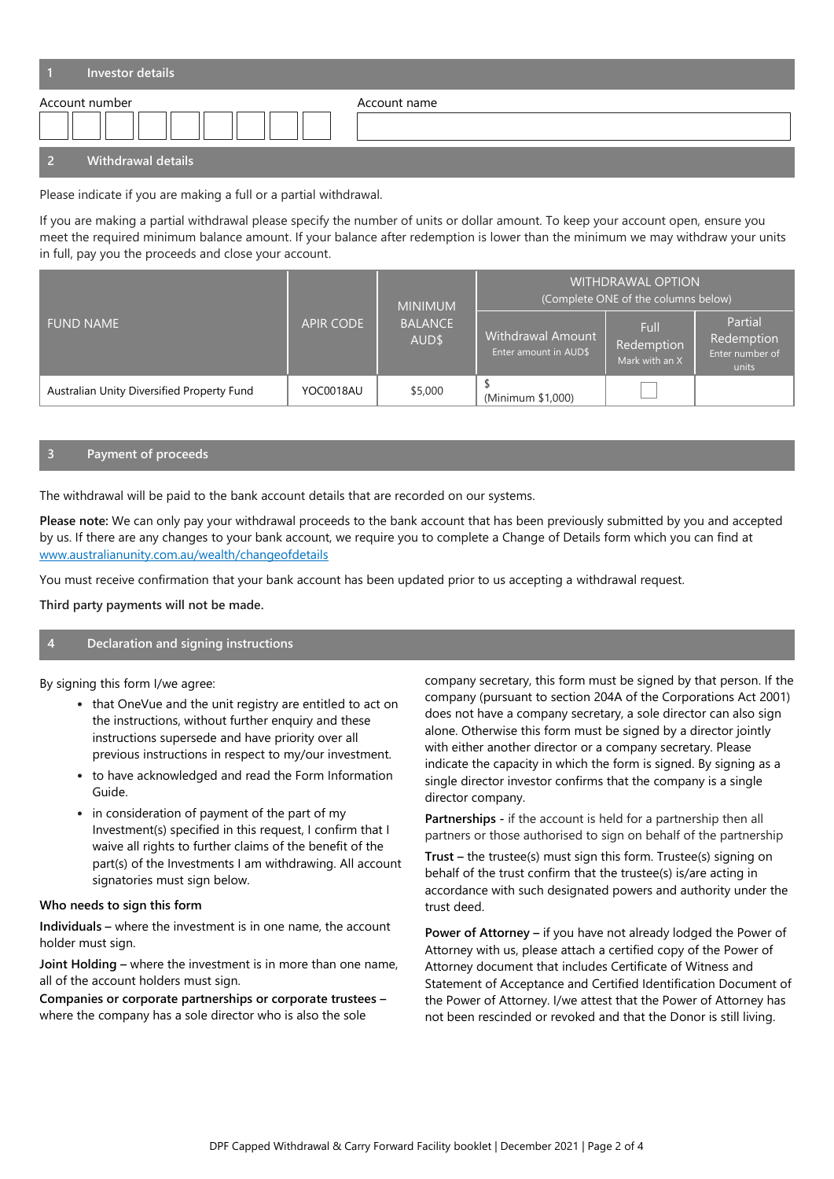## 1 Investor details

| Account number | Account name |
|---|---|
| | |

## 2 Withdrawal details

Please indicate if you are making a full or a partial withdrawal.

If you are making a partial withdrawal please specify the number of units or dollar amount. To keep your account open, ensure you meet the required minimum balance amount. If your balance after redemption is lower than the minimum we may withdraw your units in full, pay you the proceeds and close your account.

| FUND NAME | APIR CODE | MINIMUM BALANCE AUD$ | WITHDRAWAL OPTION (Complete ONE of the columns below) | | |
|---|---|---|---|---|---|
| | | | Withdrawal Amount Enter amount in AUD$ | Full Redemption Mark with an X | Partial Redemption Enter number of units |
| Australian Unity Diversified Property Fund | YOC0018AU | $5,000 | $ (Minimum $1,000) | ☐ | |

## 3 Payment of proceeds

The withdrawal will be paid to the bank account details that are recorded on our systems.

**Please note:** We can only pay your withdrawal proceeds to the bank account that has been previously submitted by you and accepted by us. If there are any changes to your bank account, we require you to complete a Change of Details form which you can find at www.australianunity.com.au/wealth/changeofdetails

You must receive confirmation that your bank account has been updated prior to us accepting a withdrawal request.

**Third party payments will not be made.**

## 4 Declaration and signing instructions

By signing this form I/we agree:

- that OneVue and the unit registry are entitled to act on the instructions, without further enquiry and these instructions supersede and have priority over all previous instructions in respect to my/our investment.
- to have acknowledged and read the Form Information Guide.
- in consideration of payment of the part of my Investment(s) specified in this request, I confirm that I waive all rights to further claims of the benefit of the part(s) of the Investments I am withdrawing. All account signatories must sign below.

**Who needs to sign this form**

**Individuals** – where the investment is in one name, the account holder must sign.

**Joint Holding** – where the investment is in more than one name, all of the account holders must sign.

**Companies or corporate partnerships or corporate trustees** – where the company has a sole director who is also the sole company secretary, this form must be signed by that person. If the company (pursuant to section 204A of the Corporations Act 2001) does not have a company secretary, a sole director can also sign alone. Otherwise this form must be signed by a director jointly with either another director or a company secretary. Please indicate the capacity in which the form is signed. By signing as a single director investor confirms that the company is a single director company.

**Partnerships** - if the account is held for a partnership then all partners or those authorised to sign on behalf of the partnership

**Trust** – the trustee(s) must sign this form. Trustee(s) signing on behalf of the trust confirm that the trustee(s) is/are acting in accordance with such designated powers and authority under the trust deed.

**Power of Attorney** – if you have not already lodged the Power of Attorney with us, please attach a certified copy of the Power of Attorney document that includes Certificate of Witness and Statement of Acceptance and Certified Identification Document of the Power of Attorney. I/we attest that the Power of Attorney has not been rescinded or revoked and that the Donor is still living.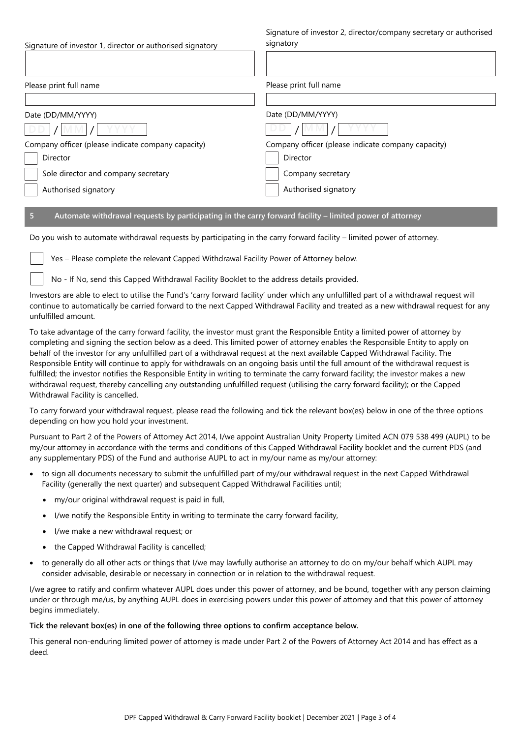| Signature of investor 1, director or authorised signatory | Signature of investor 2, director/company secretary or authorised signatory |
|---|---|
| | |
| Please print full name | Please print full name |
| | |
| Date (DD/MM/YYYY) | Date (DD/MM/YYYY) |
| DD / MM / YYYY | DD / MM / YYYY |
| Company officer (please indicate company capacity) | Company officer (please indicate company capacity) |
| ☐ Director | ☐ Director |
| ☐ Sole director and company secretary | ☐ Company secretary |
| ☐ Authorised signatory | ☐ Authorised signatory |

## 5 Automate withdrawal requests by participating in the carry forward facility – limited power of attorney

Do you wish to automate withdrawal requests by participating in the carry forward facility – limited power of attorney.

☐ Yes – Please complete the relevant Capped Withdrawal Facility Power of Attorney below.

☐ No - If No, send this Capped Withdrawal Facility Booklet to the address details provided.

Investors are able to elect to utilise the Fund's 'carry forward facility' under which any unfulfilled part of a withdrawal request will continue to automatically be carried forward to the next Capped Withdrawal Facility and treated as a new withdrawal request for any unfulfilled amount.

To take advantage of the carry forward facility, the investor must grant the Responsible Entity a limited power of attorney by completing and signing the section below as a deed. This limited power of attorney enables the Responsible Entity to apply on behalf of the investor for any unfulfilled part of a withdrawal request at the next available Capped Withdrawal Facility. The Responsible Entity will continue to apply for withdrawals on an ongoing basis until the full amount of the withdrawal request is fulfilled; the investor notifies the Responsible Entity in writing to terminate the carry forward facility; the investor makes a new withdrawal request, thereby cancelling any outstanding unfulfilled request (utilising the carry forward facility); or the Capped Withdrawal Facility is cancelled.

To carry forward your withdrawal request, please read the following and tick the relevant box(es) below in one of the three options depending on how you hold your investment.

Pursuant to Part 2 of the Powers of Attorney Act 2014, I/we appoint Australian Unity Property Limited ACN 079 538 499 (AUPL) to be my/our attorney in accordance with the terms and conditions of this Capped Withdrawal Facility booklet and the current PDS (and any supplementary PDS) of the Fund and authorise AUPL to act in my/our name as my/our attorney:

- to sign all documents necessary to submit the unfulfilled part of my/our withdrawal request in the next Capped Withdrawal Facility (generally the next quarter) and subsequent Capped Withdrawal Facilities until;
  - my/our original withdrawal request is paid in full,
  - I/we notify the Responsible Entity in writing to terminate the carry forward facility,
  - I/we make a new withdrawal request; or
  - the Capped Withdrawal Facility is cancelled;
- to generally do all other acts or things that I/we may lawfully authorise an attorney to do on my/our behalf which AUPL may consider advisable, desirable or necessary in connection or in relation to the withdrawal request.

I/we agree to ratify and confirm whatever AUPL does under this power of attorney, and be bound, together with any person claiming under or through me/us, by anything AUPL does in exercising powers under this power of attorney and that this power of attorney begins immediately.

**Tick the relevant box(es) in one of the following three options to confirm acceptance below.**

This general non-enduring limited power of attorney is made under Part 2 of the Powers of Attorney Act 2014 and has effect as a deed.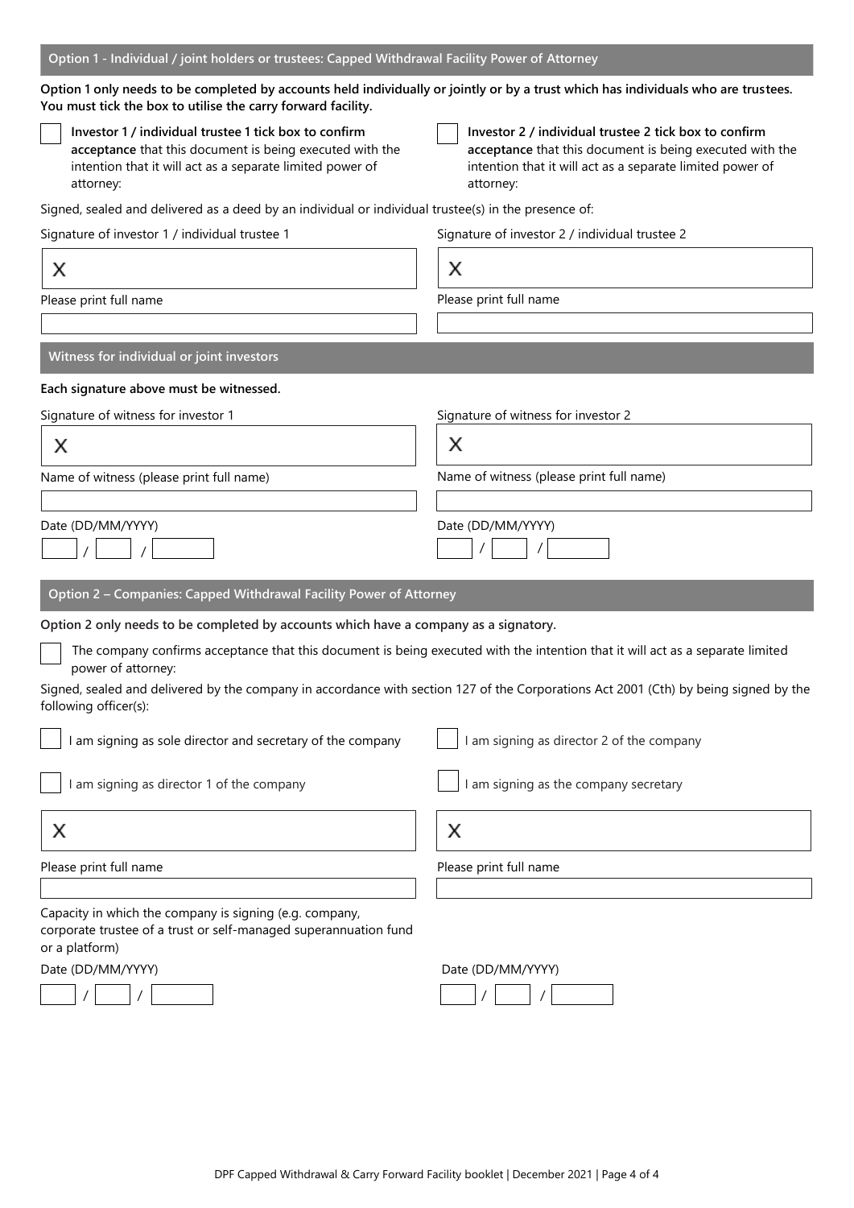## Option 1 - Individual / joint holders or trustees: Capped Withdrawal Facility Power of Attorney

**Option 1 only needs to be completed by accounts held individually or jointly or by a trust which has individuals who are trustees. You must tick the box to utilise the carry forward facility.**

☐ **Investor 1 / individual trustee 1 tick box to confirm acceptance** that this document is being executed with the intention that it will act as a separate limited power of attorney:

☐ **Investor 2 / individual trustee 2 tick box to confirm acceptance** that this document is being executed with the intention that it will act as a separate limited power of attorney:

Signed, sealed and delivered as a deed by an individual or individual trustee(s) in the presence of:

Signature of investor 1 / individual trustee 1

X

Please print full name

Signature of investor 2 / individual trustee 2

X

Please print full name

## Witness for individual or joint investors

**Each signature above must be witnessed.**

Signature of witness for investor 1

X

Name of witness (please print full name)

Date (DD/MM/YYYY)

/ /

Signature of witness for investor 2

X

Name of witness (please print full name)

Date (DD/MM/YYYY)

/ /

## Option 2 – Companies: Capped Withdrawal Facility Power of Attorney

**Option 2 only needs to be completed by accounts which have a company as a signatory.**

☐ The company confirms acceptance that this document is being executed with the intention that it will act as a separate limited power of attorney:

Signed, sealed and delivered by the company in accordance with section 127 of the Corporations Act 2001 (Cth) by being signed by the following officer(s):

☐ I am signing as sole director and secretary of the company

☐ I am signing as director 1 of the company

X

Please print full name

Capacity in which the company is signing (e.g. company, corporate trustee of a trust or self-managed superannuation fund or a platform)

Date (DD/MM/YYYY)

/ /

☐ I am signing as director 2 of the company

☐ I am signing as the company secretary

X

Please print full name

Date (DD/MM/YYYY)

/ /